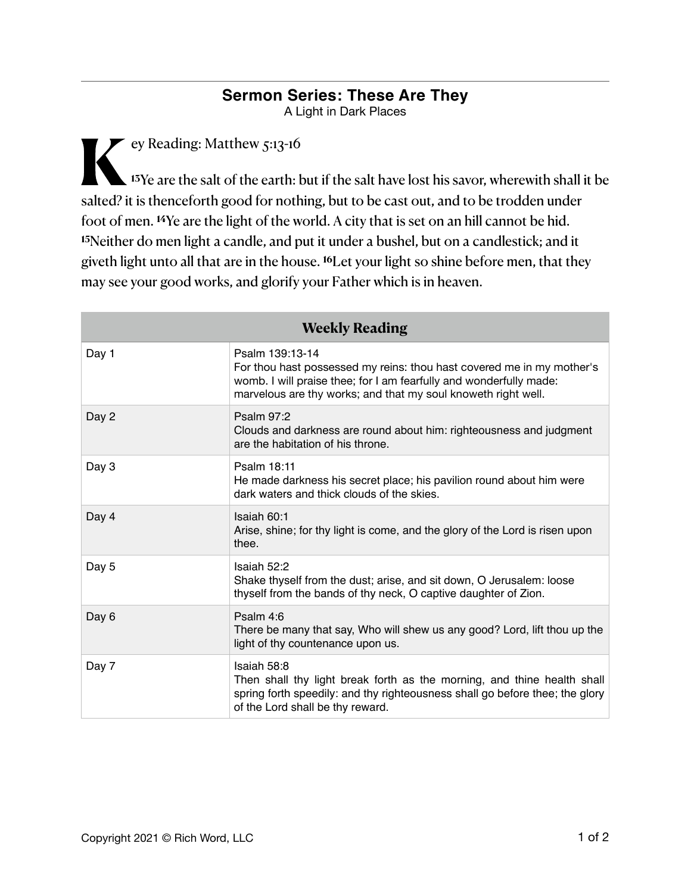## Sermon Series: These Are They

A Light in Dark Places

Key Reading: Matthew 5:13-16

[13]Ye are the salt of the earth: but if the salt have lost his savor, wherewith shall it be salted? it is thenceforth good for nothing, but to be cast out, and to be trodden under foot of men. [14]Ye are the light of the world. A city that is set on an hill cannot be hid. [15]Neither do men light a candle, and put it under a bushel, but on a candlestick; and it giveth light unto all that are in the house. [16]Let your light so shine before men, that they may see your good works, and glorify your Father which is in heaven.

| Weekly Reading | |
|---|---|
| Day 1 | Psalm 139:13-14<br>For thou hast possessed my reins: thou hast covered me in my mother's womb. I will praise thee; for I am fearfully and wonderfully made: marvelous are thy works; and that my soul knoweth right well. |
| Day 2 | Psalm 97:2<br>Clouds and darkness are round about him: righteousness and judgment are the habitation of his throne. |
| Day 3 | Psalm 18:11<br>He made darkness his secret place; his pavilion round about him were dark waters and thick clouds of the skies. |
| Day 4 | Isaiah 60:1<br>Arise, shine; for thy light is come, and the glory of the Lord is risen upon thee. |
| Day 5 | Isaiah 52:2<br>Shake thyself from the dust; arise, and sit down, O Jerusalem: loose thyself from the bands of thy neck, O captive daughter of Zion. |
| Day 6 | Psalm 4:6<br>There be many that say, Who will shew us any good? Lord, lift thou up the light of thy countenance upon us. |
| Day 7 | Isaiah 58:8<br>Then shall thy light break forth as the morning, and thine health shall spring forth speedily: and thy righteousness shall go before thee; the glory of the Lord shall be thy reward. |

Copyright 2021 © Rich Word, LLC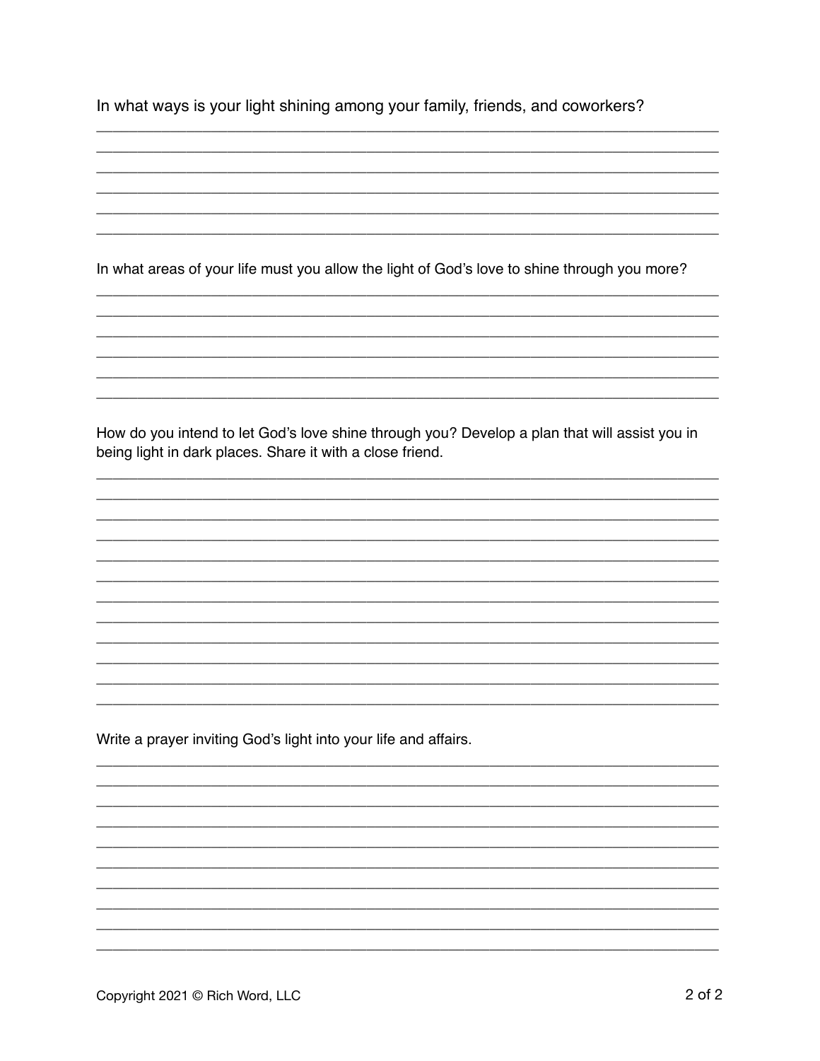In what ways is your light shining among your family, friends, and coworkers?

In what areas of your life must you allow the light of God's love to shine through you more?

How do you intend to let God's love shine through you? Develop a plan that will assist you in being light in dark places. Share it with a close friend.

Write a prayer inviting God's light into your life and affairs.

Copyright 2021 © Rich Word, LLC